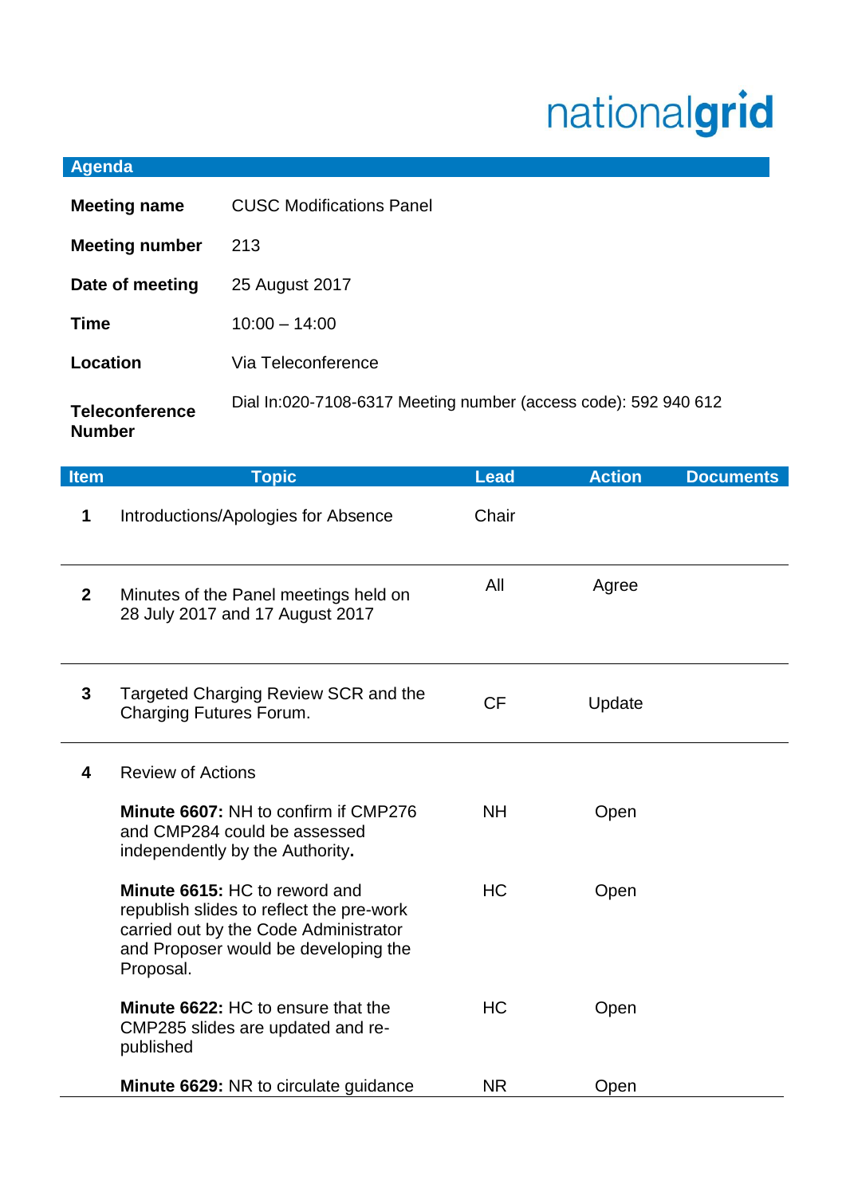nationalgrid

## Agenda

| | |
|---|---|
| **Meeting name** | CUSC Modifications Panel |
| **Meeting number** | 213 |
| **Date of meeting** | 25 August 2017 |
| **Time** | 10:00 – 14:00 |
| **Location** | Via Teleconference |
| **Teleconference Number** | Dial In:020-7108-6317 Meeting number (access code): 592 940 612 |

| Item | Topic | Lead | Action | Documents |
|---|---|---|---|---|
| **1** | Introductions/Apologies for Absence | Chair | | |
| **2** | Minutes of the Panel meetings held on 28 July 2017 and 17 August 2017 | All | Agree | |
| **3** | Targeted Charging Review SCR and the Charging Futures Forum. | CF | Update | |
| **4** | Review of Actions | | | |
| | **Minute 6607:** NH to confirm if CMP276 and CMP284 could be assessed independently by the Authority**.** | NH | Open | |
| | **Minute 6615:** HC to reword and republish slides to reflect the pre-work carried out by the Code Administrator and Proposer would be developing the Proposal. | HC | Open | |
| | **Minute 6622:** HC to ensure that the CMP285 slides are updated and re-published | HC | Open | |
| | **Minute 6629:** NR to circulate guidance | NR | Open | |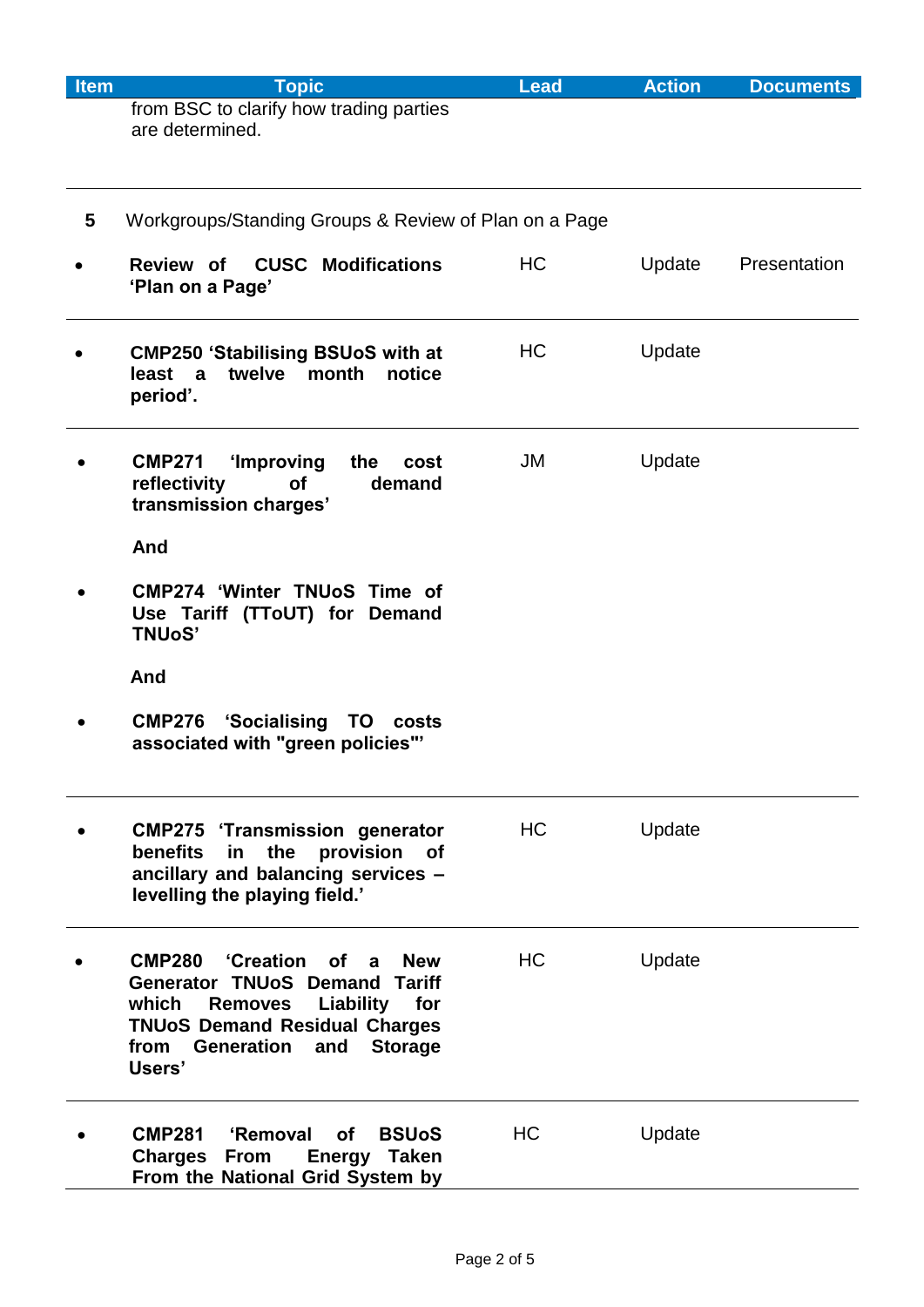| Item | Topic | Lead | Action | Documents |
|---|---|---|---|---|
| | from BSC to clarify how trading parties are determined. | | | |
| **5** | Workgroups/Standing Groups & Review of Plan on a Page | | | |
| • | **Review of CUSC Modifications 'Plan on a Page'** | HC | Update | Presentation |
| • | **CMP250 'Stabilising BSUoS with at least a twelve month notice period'.** | HC | Update | |
| • | **CMP271 'Improving the cost reflectivity of demand transmission charges'**<br><br>**And**<br><br>• **CMP274 'Winter TNUoS Time of Use Tariff (TToUT) for Demand TNUoS'**<br><br>**And**<br><br>• **CMP276 'Socialising TO costs associated with "green policies"'** | JM | Update | |
| • | **CMP275 'Transmission generator benefits in the provision of ancillary and balancing services – levelling the playing field.'** | HC | Update | |
| • | **CMP280 'Creation of a New Generator TNUoS Demand Tariff which Removes Liability for TNUoS Demand Residual Charges from Generation and Storage Users'** | HC | Update | |
| • | **CMP281 'Removal of BSUoS Charges From Energy Taken From the National Grid System by** | HC | Update | |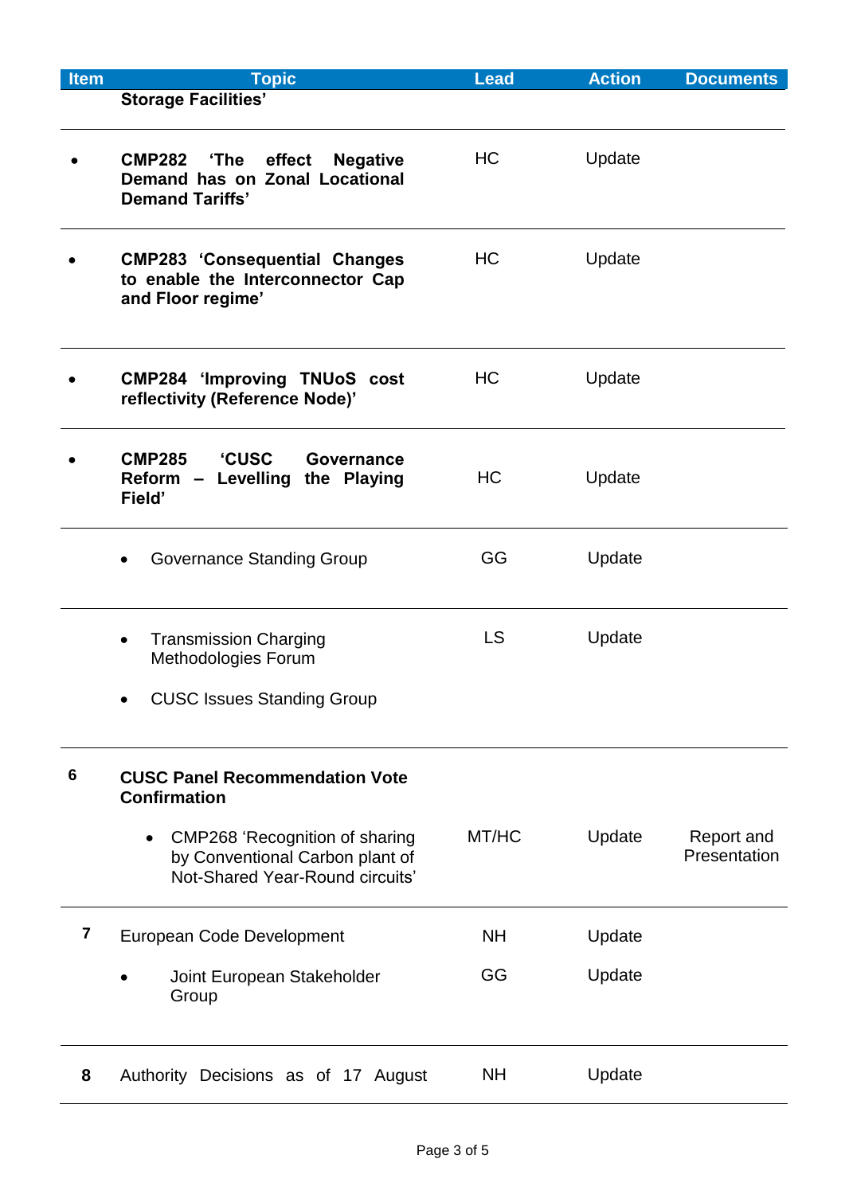| Item | Topic | Lead | Action | Documents |
|---|---|---|---|---|
| | **Storage Facilities’** | | | |
| • | **CMP282 ‘The effect Negative Demand has on Zonal Locational Demand Tariffs’** | HC | Update | |
| • | **CMP283 ‘Consequential Changes to enable the Interconnector Cap and Floor regime’** | HC | Update | |
| • | **CMP284 ‘Improving TNUoS cost reflectivity (Reference Node)’** | HC | Update | |
| • | **CMP285 ‘CUSC Governance Reform – Levelling the Playing Field’** | HC | Update | |
| | • Governance Standing Group | GG | Update | |
| | • Transmission Charging Methodologies Forum<br>• CUSC Issues Standing Group | LS | Update | |
| **6** | **CUSC Panel Recommendation Vote Confirmation**<br>• CMP268 ‘Recognition of sharing by Conventional Carbon plant of Not-Shared Year-Round circuits’ | MT/HC | Update | Report and Presentation |
| **7** | European Code Development<br>• Joint European Stakeholder Group | NH<br>GG | Update<br>Update | |
| **8** | Authority Decisions as of 17 August | NH | Update | |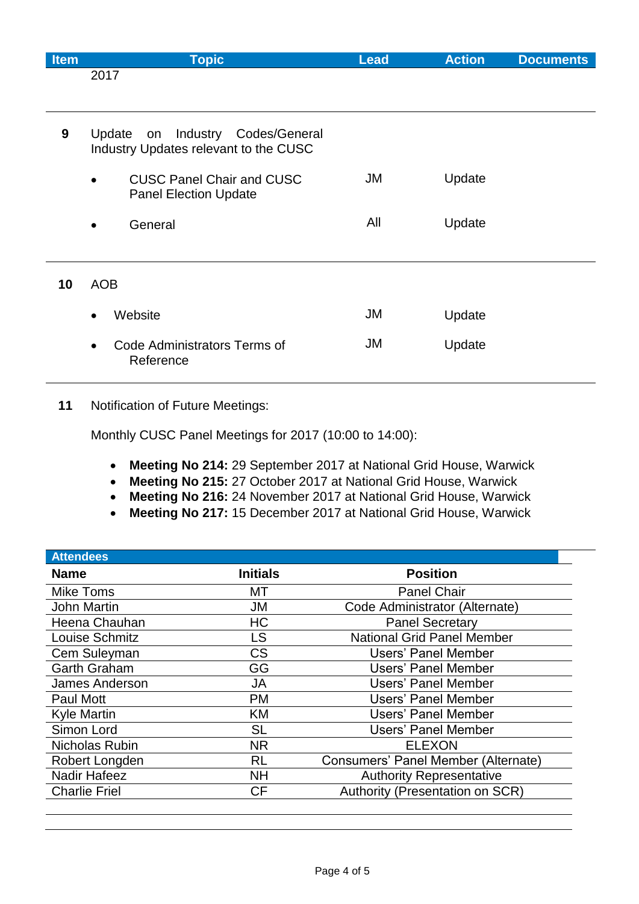| Item | Topic | Lead | Action | Documents |
|---|---|---|---|---|
| | 2017 | | | |
| **9** | Update on Industry Codes/General Industry Updates relevant to the CUSC | | | |
| | • CUSC Panel Chair and CUSC Panel Election Update | JM | Update | |
| | • General | All | Update | |
| **10** | AOB | | | |
| | • Website | JM | Update | |
| | • Code Administrators Terms of Reference | JM | Update | |

**11** Notification of Future Meetings:

Monthly CUSC Panel Meetings for 2017 (10:00 to 14:00):

- **Meeting No 214:** 29 September 2017 at National Grid House, Warwick
- **Meeting No 215:** 27 October 2017 at National Grid House, Warwick
- **Meeting No 216:** 24 November 2017 at National Grid House, Warwick
- **Meeting No 217:** 15 December 2017 at National Grid House, Warwick

**Attendees**

| Name | Initials | Position |
|---|---|---|
| Mike Toms | MT | Panel Chair |
| John Martin | JM | Code Administrator (Alternate) |
| Heena Chauhan | HC | Panel Secretary |
| Louise Schmitz | LS | National Grid Panel Member |
| Cem Suleyman | CS | Users' Panel Member |
| Garth Graham | GG | Users' Panel Member |
| James Anderson | JA | Users' Panel Member |
| Paul Mott | PM | Users' Panel Member |
| Kyle Martin | KM | Users' Panel Member |
| Simon Lord | SL | Users' Panel Member |
| Nicholas Rubin | NR | ELEXON |
| Robert Longden | RL | Consumers' Panel Member (Alternate) |
| Nadir Hafeez | NH | Authority Representative |
| Charlie Friel | CF | Authority (Presentation on SCR) |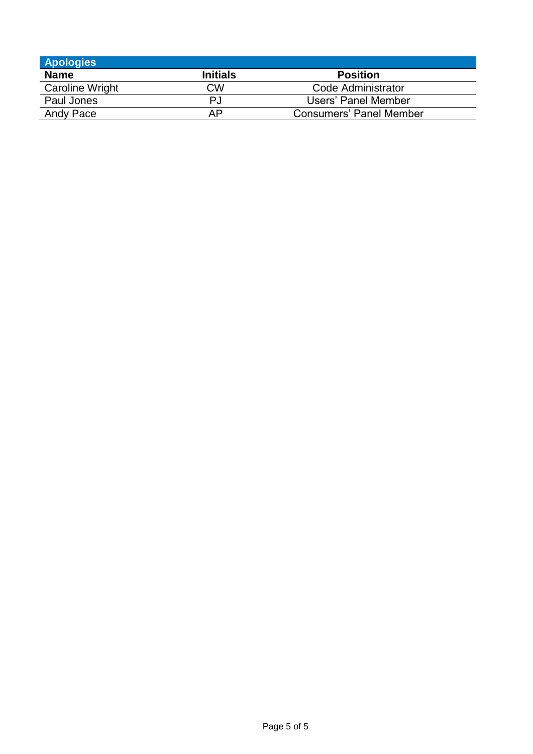| Apologies | | |
|---|---|---|
| **Name** | **Initials** | **Position** |
| Caroline Wright | CW | Code Administrator |
| Paul Jones | PJ | Users’ Panel Member |
| Andy Pace | AP | Consumers’ Panel Member |